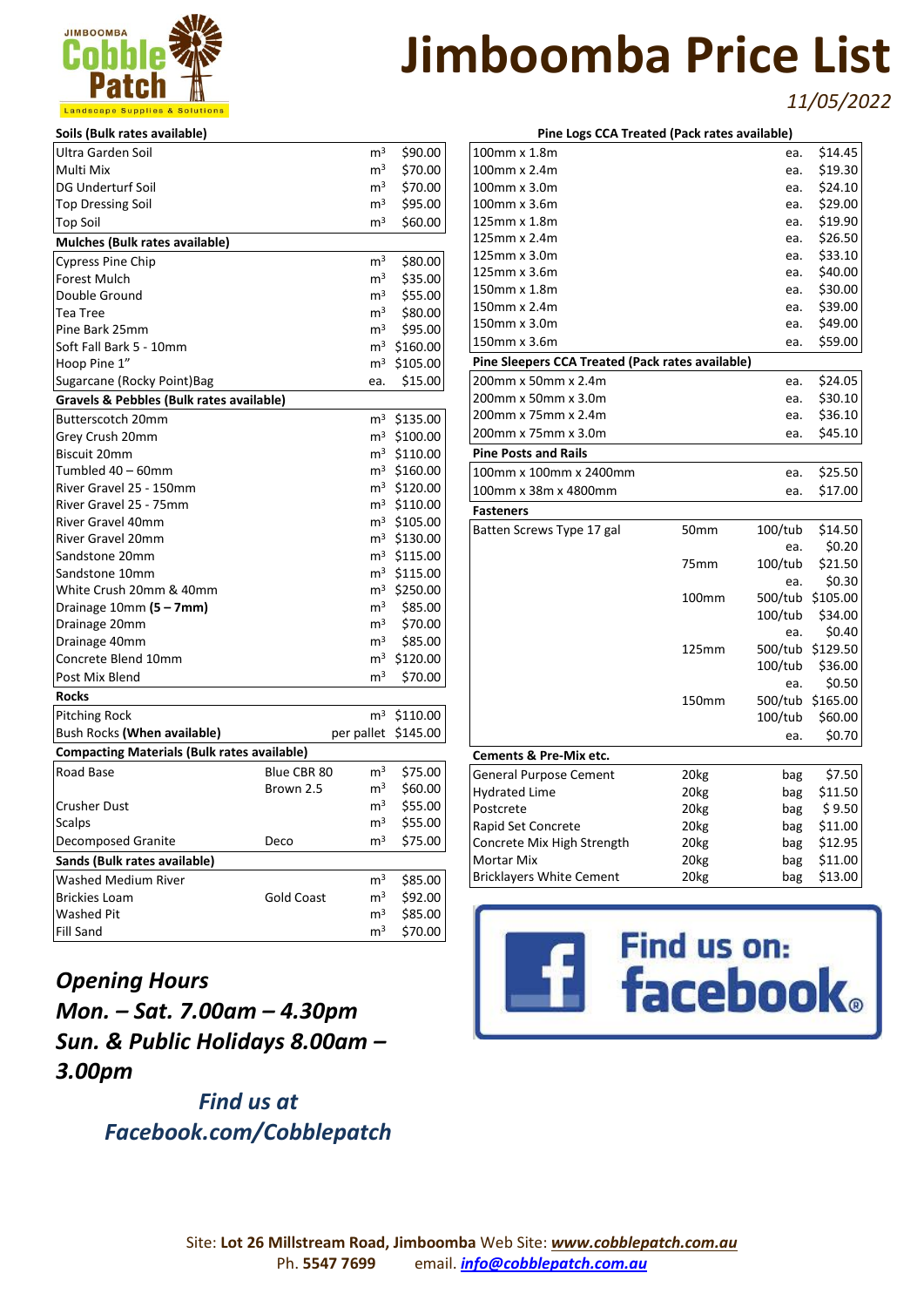# Jimboomba Price List

*11/05/2022*

### Soils (Bulk rates available)

| Item | | Unit | Price |
|---|---|---|---|
| Ultra Garden Soil | | $m^3$ | $90.00 |
| Multi Mix | | $m^3$ | $70.00 |
| DG Underturf Soil | | $m^3$ | $70.00 |
| Top Dressing Soil | | $m^3$ | $95.00 |
| Top Soil | | $m^3$ | $60.00 |

### Mulches (Bulk rates available)

| Item | | Unit | Price |
|---|---|---|---|
| Cypress Pine Chip | | $m^3$ | $80.00 |
| Forest Mulch | | $m^3$ | $35.00 |
| Double Ground | | $m^3$ | $55.00 |
| Tea Tree | | $m^3$ | $80.00 |
| Pine Bark 25mm | | $m^3$ | $95.00 |
| Soft Fall Bark 5 - 10mm | | $m^3$ | $160.00 |
| Hoop Pine 1" | | $m^3$ | $105.00 |
| Sugarcane (Rocky Point)Bag | | ea. | $15.00 |

### Gravels & Pebbles (Bulk rates available)

| Item | | Unit | Price |
|---|---|---|---|
| Butterscotch 20mm | | $m^3$ | $135.00 |
| Grey Crush 20mm | | $m^3$ | $100.00 |
| Biscuit 20mm | | $m^3$ | $110.00 |
| Tumbled 40 – 60mm | | $m^3$ | $160.00 |
| River Gravel 25 - 150mm | | $m^3$ | $120.00 |
| River Gravel 25 - 75mm | | $m^3$ | $110.00 |
| River Gravel 40mm | | $m^3$ | $105.00 |
| River Gravel 20mm | | $m^3$ | $130.00 |
| Sandstone 20mm | | $m^3$ | $115.00 |
| Sandstone 10mm | | $m^3$ | $115.00 |
| White Crush 20mm & 40mm | | $m^3$ | $250.00 |
| Drainage 10mm **(5 – 7mm)** | | $m^3$ | $85.00 |
| Drainage 20mm | | $m^3$ | $70.00 |
| Drainage 40mm | | $m^3$ | $85.00 |
| Concrete Blend 10mm | | $m^3$ | $120.00 |
| Post Mix Blend | | $m^3$ | $70.00 |

### Rocks

| Item | | Unit | Price |
|---|---|---|---|
| Pitching Rock | | $m^3$ | $110.00 |
| Bush Rocks **(When available)** | | per pallet | $145.00 |

### Compacting Materials (Bulk rates available)

| Item | Type | Unit | Price |
|---|---|---|---|
| Road Base | Blue CBR 80 | $m^3$ | $75.00 |
| | Brown 2.5 | $m^3$ | $60.00 |
| Crusher Dust | | $m^3$ | $55.00 |
| Scalps | | $m^3$ | $55.00 |
| Decomposed Granite | Deco | $m^3$ | $75.00 |

### Sands (Bulk rates available)

| Item | Type | Unit | Price |
|---|---|---|---|
| Washed Medium River | | $m^3$ | $85.00 |
| Brickies Loam | Gold Coast | $m^3$ | $92.00 |
| Washed Pit | | $m^3$ | $85.00 |
| Fill Sand | | $m^3$ | $70.00 |

### Pine Logs CCA Treated (Pack rates available)

| Item | Unit | Price |
|---|---|---|
| 100mm x 1.8m | ea. | $14.45 |
| 100mm x 2.4m | ea. | $19.30 |
| 100mm x 3.0m | ea. | $24.10 |
| 100mm x 3.6m | ea. | $29.00 |
| 125mm x 1.8m | ea. | $19.90 |
| 125mm x 2.4m | ea. | $26.50 |
| 125mm x 3.0m | ea. | $33.10 |
| 125mm x 3.6m | ea. | $40.00 |
| 150mm x 1.8m | ea. | $30.00 |
| 150mm x 2.4m | ea. | $39.00 |
| 150mm x 3.0m | ea. | $49.00 |
| 150mm x 3.6m | ea. | $59.00 |

### Pine Sleepers CCA Treated (Pack rates available)

| Item | Unit | Price |
|---|---|---|
| 200mm x 50mm x 2.4m | ea. | $24.05 |
| 200mm x 50mm x 3.0m | ea. | $30.10 |
| 200mm x 75mm x 2.4m | ea. | $36.10 |
| 200mm x 75mm x 3.0m | ea. | $45.10 |

### Pine Posts and Rails

| Item | Unit | Price |
|---|---|---|
| 100mm x 100mm x 2400mm | ea. | $25.50 |
| 100mm x 38m x 4800mm | ea. | $17.00 |

### Fasteners

| Item | Size | Unit | Price |
|---|---|---|---|
| Batten Screws Type 17 gal | 50mm | 100/tub | $14.50 |
| | | ea. | $0.20 |
| | 75mm | 100/tub | $21.50 |
| | | ea. | $0.30 |
| | 100mm | 500/tub | $105.00 |
| | | 100/tub | $34.00 |
| | | ea. | $0.40 |
| | 125mm | 500/tub | $129.50 |
| | | 100/tub | $36.00 |
| | | ea. | $0.50 |
| | 150mm | 500/tub | $165.00 |
| | | 100/tub | $60.00 |
| | | ea. | $0.70 |

### Cements & Pre-Mix etc.

| Item | Weight | Unit | Price |
|---|---|---|---|
| General Purpose Cement | 20kg | bag | $7.50 |
| Hydrated Lime | 20kg | bag | $11.50 |
| Postcrete | 20kg | bag | $ 9.50 |
| Rapid Set Concrete | 20kg | bag | $11.00 |
| Concrete Mix High Strength | 20kg | bag | $12.95 |
| Mortar Mix | 20kg | bag | $11.00 |
| Bricklayers White Cement | 20kg | bag | $13.00 |

***Opening Hours***

***Mon. – Sat. 7.00am – 4.30pm***

***Sun. & Public Holidays 8.00am – 3.00pm***

***Find us at Facebook.com/Cobblepatch***

Find us on: facebook

Site: **Lot 26 Millstream Road, Jimboomba** Web Site: ***www.cobblepatch.com.au***

Ph. **5547 7699** email. ***info@cobblepatch.com.au***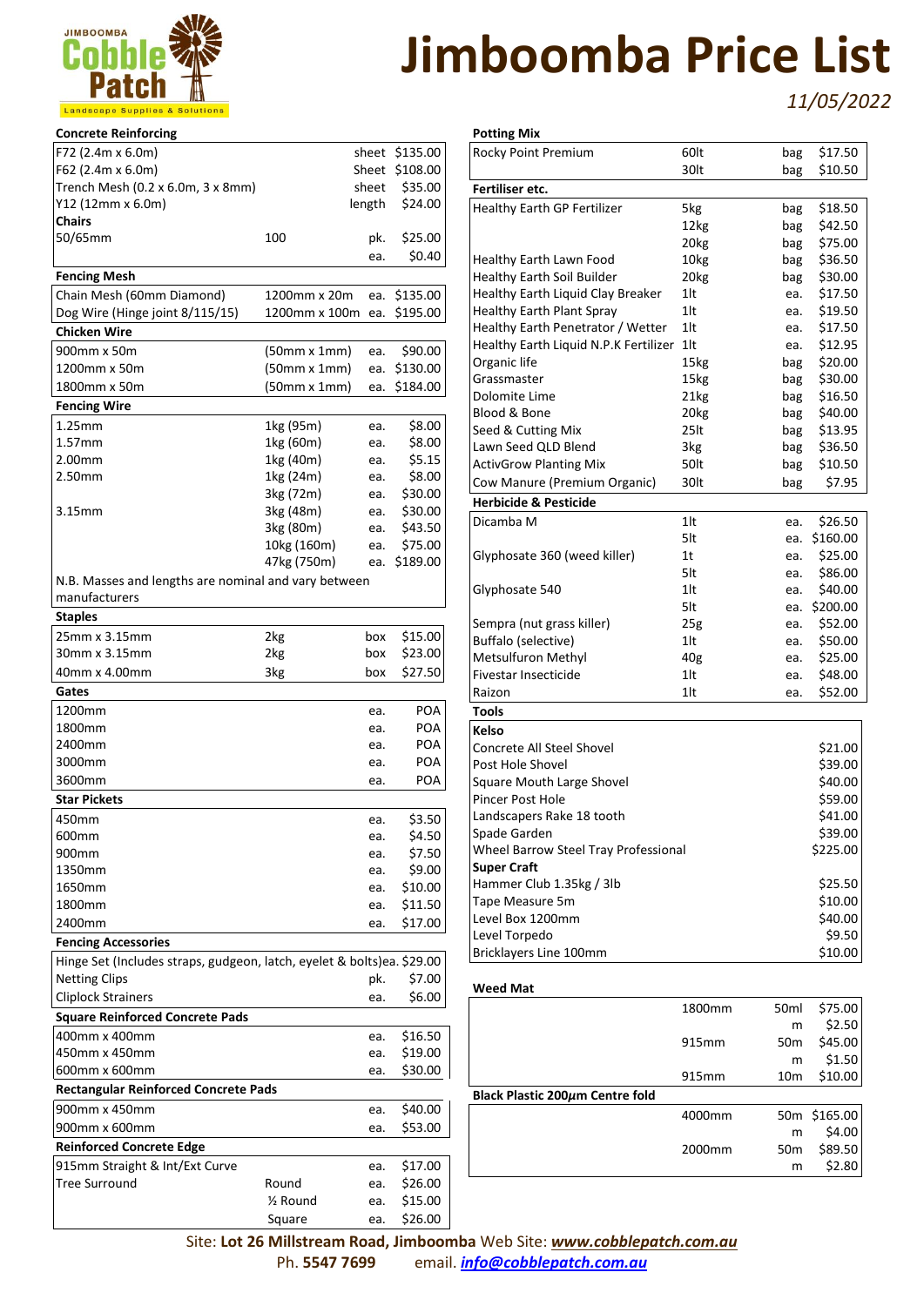# Jimboomba Price List

*11/05/2022*

### Concrete Reinforcing

| Item | | Unit | Price |
|---|---|---|---|
| F72 (2.4m x 6.0m) | | sheet | $135.00 |
| F62 (2.4m x 6.0m) | | Sheet | $108.00 |
| Trench Mesh (0.2 x 6.0m, 3 x 8mm) | | sheet | $35.00 |
| Y12 (12mm x 6.0m) | | length | $24.00 |
| **Chairs** | | | |
| 50/65mm | 100 | pk. | $25.00 |
| | | ea. | $0.40 |

### Fencing Mesh

| Item | Size | Unit | Price |
|---|---|---|---|
| Chain Mesh (60mm Diamond) | 1200mm x 20m | ea. | $135.00 |
| Dog Wire (Hinge joint 8/115/15) | 1200mm x 100m | ea. | $195.00 |

### Chicken Wire

| Item | Size | Unit | Price |
|---|---|---|---|
| 900mm x 50m | (50mm x 1mm) | ea. | $90.00 |
| 1200mm x 50m | (50mm x 1mm) | ea. | $130.00 |
| 1800mm x 50m | (50mm x 1mm) | ea. | $184.00 |

### Fencing Wire

| Item | Size | Unit | Price |
|---|---|---|---|
| 1.25mm | 1kg (95m) | ea. | $8.00 |
| 1.57mm | 1kg (60m) | ea. | $8.00 |
| 2.00mm | 1kg (40m) | ea. | $5.15 |
| 2.50mm | 1kg (24m) | ea. | $8.00 |
| | 3kg (72m) | ea. | $30.00 |
| 3.15mm | 3kg (48m) | ea. | $30.00 |
| | 3kg (80m) | ea. | $43.50 |
| | 10kg (160m) | ea. | $75.00 |
| | 47kg (750m) | ea. | $189.00 |

N.B. Masses and lengths are nominal and vary between manufacturers

### Staples

| Item | Weight | Unit | Price |
|---|---|---|---|
| 25mm x 3.15mm | 2kg | box | $15.00 |
| 30mm x 3.15mm | 2kg | box | $23.00 |
| 40mm x 4.00mm | 3kg | box | $27.50 |

### Gates

| Item | Unit | Price |
|---|---|---|
| 1200mm | ea. | POA |
| 1800mm | ea. | POA |
| 2400mm | ea. | POA |
| 3000mm | ea. | POA |
| 3600mm | ea. | POA |

### Star Pickets

| Item | Unit | Price |
|---|---|---|
| 450mm | ea. | $3.50 |
| 600mm | ea. | $4.50 |
| 900mm | ea. | $7.50 |
| 1350mm | ea. | $9.00 |
| 1650mm | ea. | $10.00 |
| 1800mm | ea. | $11.50 |
| 2400mm | ea. | $17.00 |

### Fencing Accessories

| Item | Unit | Price |
|---|---|---|
| Hinge Set (Includes straps, gudgeon, latch, eyelet & bolts) | ea. | $29.00 |
| Netting Clips | pk. | $7.00 |
| Cliplock Strainers | ea. | $6.00 |

### Square Reinforced Concrete Pads

| Item | Unit | Price |
|---|---|---|
| 400mm x 400mm | ea. | $16.50 |
| 450mm x 450mm | ea. | $19.00 |
| 600mm x 600mm | ea. | $30.00 |

### Rectangular Reinforced Concrete Pads

| Item | Unit | Price |
|---|---|---|
| 900mm x 450mm | ea. | $40.00 |
| 900mm x 600mm | ea. | $53.00 |

### Reinforced Concrete Edge

| Item | Type | Unit | Price |
|---|---|---|---|
| 915mm Straight & Int/Ext Curve | | ea. | $17.00 |
| Tree Surround | Round | ea. | $26.00 |
| | ½ Round | ea. | $15.00 |
| | Square | ea. | $26.00 |

### Potting Mix

| Item | Size | Unit | Price |
|---|---|---|---|
| Rocky Point Premium | 60lt | bag | $17.50 |
| | 30lt | bag | $10.50 |

### Fertiliser etc.

| Item | Size | Unit | Price |
|---|---|---|---|
| Healthy Earth GP Fertilizer | 5kg | bag | $18.50 |
| | 12kg | bag | $42.50 |
| | 20kg | bag | $75.00 |
| Healthy Earth Lawn Food | 10kg | bag | $36.50 |
| Healthy Earth Soil Builder | 20kg | bag | $30.00 |
| Healthy Earth Liquid Clay Breaker | 1lt | ea. | $17.50 |
| Healthy Earth Plant Spray | 1lt | ea. | $19.50 |
| Healthy Earth Penetrator / Wetter | 1lt | ea. | $17.50 |
| Healthy Earth Liquid N.P.K Fertilizer | 1lt | ea. | $12.95 |
| Organic life | 15kg | bag | $20.00 |
| Grassmaster | 15kg | bag | $30.00 |
| Dolomite Lime | 21kg | bag | $16.50 |
| Blood & Bone | 20kg | bag | $40.00 |
| Seed & Cutting Mix | 25lt | bag | $13.95 |
| Lawn Seed QLD Blend | 3kg | bag | $36.50 |
| ActivGrow Planting Mix | 50lt | bag | $10.50 |
| Cow Manure (Premium Organic) | 30lt | bag | $7.95 |

### Herbicide & Pesticide

| Item | Size | Unit | Price |
|---|---|---|---|
| Dicamba M | 1lt | ea. | $26.50 |
| | 5lt | ea. | $160.00 |
| Glyphosate 360 (weed killer) | 1t | ea. | $25.00 |
| | 5lt | ea. | $86.00 |
| Glyphosate 540 | 1lt | ea. | $40.00 |
| | 5lt | ea. | $200.00 |
| Sempra (nut grass killer) | 25g | ea. | $52.00 |
| Buffalo (selective) | 1lt | ea. | $50.00 |
| Metsulfuron Methyl | 40g | ea. | $25.00 |
| Fivestar Insecticide | 1lt | ea. | $48.00 |
| Raizon | 1lt | ea. | $52.00 |

### Tools

| Item | Price |
|---|---|
| **Kelso** | |
| Concrete All Steel Shovel | $21.00 |
| Post Hole Shovel | $39.00 |
| Square Mouth Large Shovel | $40.00 |
| Pincer Post Hole | $59.00 |
| Landscapers Rake 18 tooth | $41.00 |
| Spade Garden | $39.00 |
| Wheel Barrow Steel Tray Professional | $225.00 |
| **Super Craft** | |
| Hammer Club 1.35kg / 3lb | $25.50 |
| Tape Measure 5m | $10.00 |
| Level Box 1200mm | $40.00 |
| Level Torpedo | $9.50 |
| Bricklayers Line 100mm | $10.00 |

### Weed Mat

| Width | Unit | Price |
|---|---|---|
| 1800mm | 50ml | $75.00 |
| | m | $2.50 |
| 915mm | 50m | $45.00 |
| | m | $1.50 |
| 915mm | 10m | $10.00 |

### Black Plastic 200µm Centre fold

| Width | Unit | Price |
|---|---|---|
| 4000mm | 50m | $165.00 |
| | m | $4.00 |
| 2000mm | 50m | $89.50 |
| | m | $2.80 |

Site: **Lot 26 Millstream Road, Jimboomba** Web Site: ***www.cobblepatch.com.au***
Ph. **5547 7699** email. ***info@cobblepatch.com.au***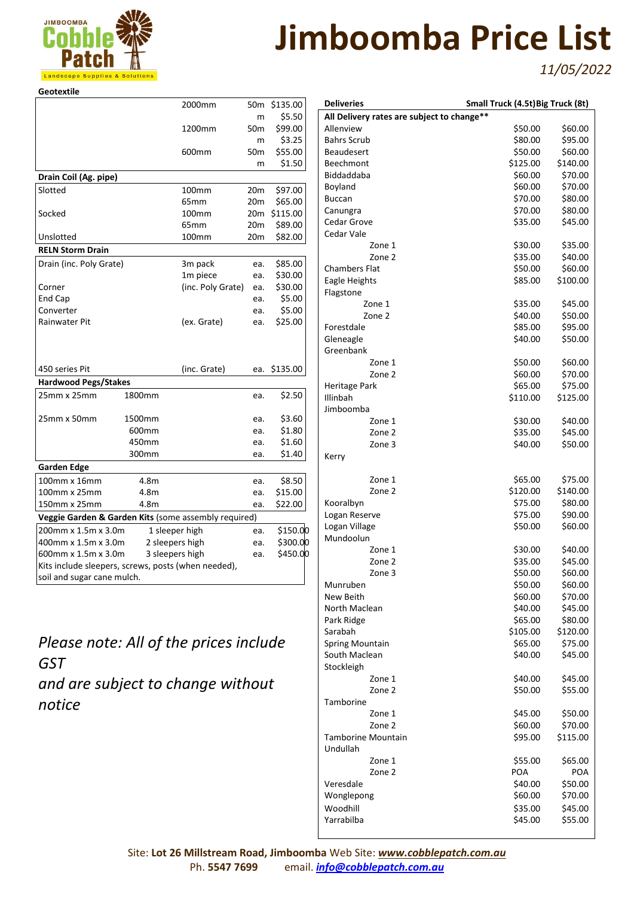# Jimboomba Price List

*11/05/2022*

## Geotextile

| | | | | |
|---|---|---|---|---|
| | 2000mm | 50m | $135.00 |
| | | m | $5.50 |
| | 1200mm | 50m | $99.00 |
| | | m | $3.25 |
| | 600mm | 50m | $55.00 |
| | | m | $1.50 |

## Drain Coil (Ag. pipe)

| | | | |
|---|---|---|---|
| Slotted | 100mm | 20m | $97.00 |
| | 65mm | 20m | $65.00 |
| Socked | 100mm | 20m | $115.00 |
| | 65mm | 20m | $89.00 |
| Unslotted | 100mm | 20m | $82.00 |

## RELN Storm Drain

| | | | |
|---|---|---|---|
| Drain (inc. Poly Grate) | 3m pack | ea. | $85.00 |
| | 1m piece | ea. | $30.00 |
| Corner | (inc. Poly Grate) | ea. | $30.00 |
| End Cap | | ea. | $5.00 |
| Converter | | ea. | $5.00 |
| Rainwater Pit | (ex. Grate) | ea. | $25.00 |
| 450 series Pit | (inc. Grate) | ea. | $135.00 |

## Hardwood Pegs/Stakes

| | | | |
|---|---|---|---|
| 25mm x 25mm | 1800mm | ea. | $2.50 |
| 25mm x 50mm | 1500mm | ea. | $3.60 |
| | 600mm | ea. | $1.80 |
| | 450mm | ea. | $1.60 |
| | 300mm | ea. | $1.40 |

## Garden Edge

| | | | |
|---|---|---|---|
| 100mm x 16mm | 4.8m | ea. | $8.50 |
| 100mm x 25mm | 4.8m | ea. | $15.00 |
| 150mm x 25mm | 4.8m | ea. | $22.00 |

## Veggie Garden & Garden Kits (some assembly required)

| | | | |
|---|---|---|---|
| 200mm x 1.5m x 3.0m | 1 sleeper high | ea. | $150.00 |
| 400mm x 1.5m x 3.0m | 2 sleepers high | ea. | $300.00 |
| 600mm x 1.5m x 3.0m | 3 sleepers high | ea. | $450.00 |

Kits include sleepers, screws, posts (when needed), soil and sugar cane mulch.

*Please note: All of the prices include GST and are subject to change without notice*

## Deliveries

All Delivery rates are subject to change**

| Deliveries | Small Truck (4.5t) | Big Truck (8t) |
|---|---|---|
| Allenview | $50.00 | $60.00 |
| Bahrs Scrub | $80.00 | $95.00 |
| Beaudesert | $50.00 | $60.00 |
| Beechmont | $125.00 | $140.00 |
| Biddaddaba | $60.00 | $70.00 |
| Boyland | $60.00 | $70.00 |
| Buccan | $70.00 | $80.00 |
| Canungra | $70.00 | $80.00 |
| Cedar Grove | $35.00 | $45.00 |
| Cedar Vale | | |
| Zone 1 | $30.00 | $35.00 |
| Zone 2 | $35.00 | $40.00 |
| Chambers Flat | $50.00 | $60.00 |
| Eagle Heights | $85.00 | $100.00 |
| Flagstone | | |
| Zone 1 | $35.00 | $45.00 |
| Zone 2 | $40.00 | $50.00 |
| Forestdale | $85.00 | $95.00 |
| Gleneagle | $40.00 | $50.00 |
| Greenbank | | |
| Zone 1 | $50.00 | $60.00 |
| Zone 2 | $60.00 | $70.00 |
| Heritage Park | $65.00 | $75.00 |
| Illinbah | $110.00 | $125.00 |
| Jimboomba | | |
| Zone 1 | $30.00 | $40.00 |
| Zone 2 | $35.00 | $45.00 |
| Zone 3 | $40.00 | $50.00 |
| Kerry | | |
| Zone 1 | $65.00 | $75.00 |
| Zone 2 | $120.00 | $140.00 |
| Kooralbyn | $75.00 | $80.00 |
| Logan Reserve | $75.00 | $90.00 |
| Logan Village | $50.00 | $60.00 |
| Mundoolun | | |
| Zone 1 | $30.00 | $40.00 |
| Zone 2 | $35.00 | $45.00 |
| Zone 3 | $50.00 | $60.00 |
| Munruben | $50.00 | $60.00 |
| New Beith | $60.00 | $70.00 |
| North Maclean | $40.00 | $45.00 |
| Park Ridge | $65.00 | $80.00 |
| Sarabah | $105.00 | $120.00 |
| Spring Mountain | $65.00 | $75.00 |
| South Maclean | $40.00 | $45.00 |
| Stockleigh | | |
| Zone 1 | $40.00 | $45.00 |
| Zone 2 | $50.00 | $55.00 |
| Tamborine | | |
| Zone 1 | $45.00 | $50.00 |
| Zone 2 | $60.00 | $70.00 |
| Tamborine Mountain | $95.00 | $115.00 |
| Undullah | | |
| Zone 1 | $55.00 | $65.00 |
| Zone 2 | POA | POA |
| Veresdale | $40.00 | $50.00 |
| Wonglepong | $60.00 | $70.00 |
| Woodhill | $35.00 | $45.00 |
| Yarrabilba | $45.00 | $55.00 |

Site: **Lot 26 Millstream Road, Jimboomba** Web Site: ***www.cobblepatch.com.au***
Ph. **5547 7699** email. ***info@cobblepatch.com.au***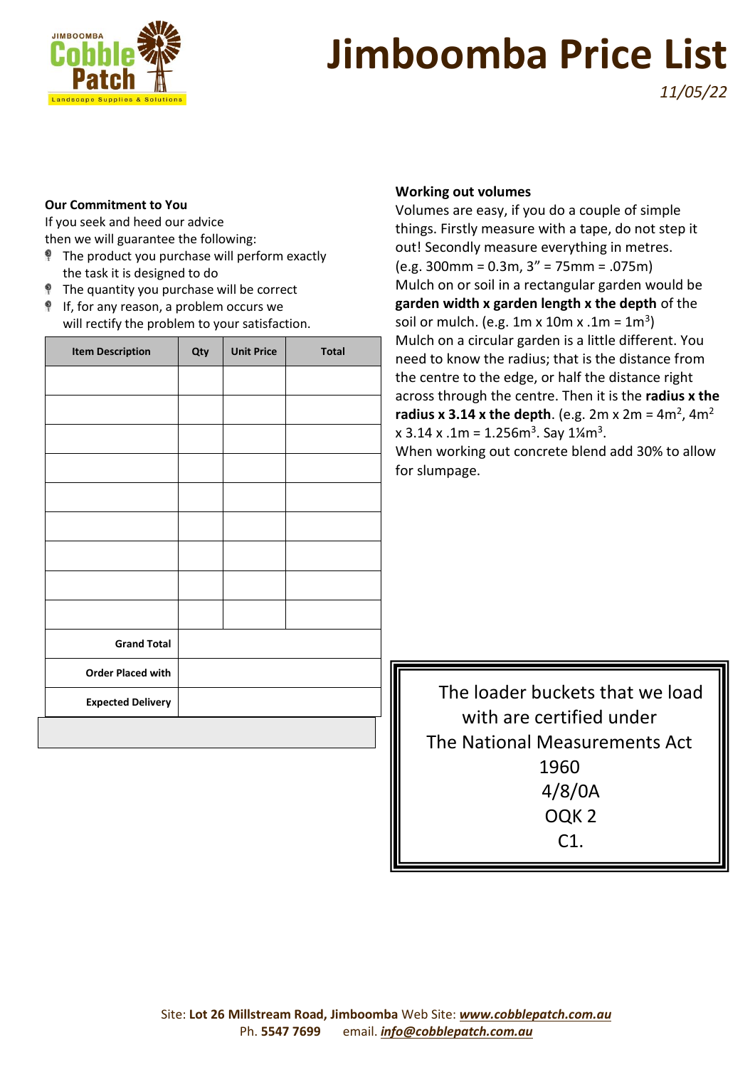# Jimboomba Price List

*11/05/22*

**Our Commitment to You**

If you seek and heed our advice then we will guarantee the following:

- The product you purchase will perform exactly the task it is designed to do
- The quantity you purchase will be correct
- If, for any reason, a problem occurs we will rectify the problem to your satisfaction.

| Item Description | Qty | Unit Price | Total |
|---|---|---|---|
| | | | |
| | | | |
| | | | |
| | | | |
| | | | |
| | | | |
| | | | |
| | | | |
| | | | |
| Grand Total | | | |
| Order Placed with | | | |
| Expected Delivery | | | |

**Working out volumes**

Volumes are easy, if you do a couple of simple things. Firstly measure with a tape, do not step it out! Secondly measure everything in metres. (e.g. 300mm = 0.3m, 3" = 75mm = .075m)

Mulch on or soil in a rectangular garden would be **garden width x garden length x the depth** of the soil or mulch. (e.g. 1m x 10m x .1m = 1m$^3$)

Mulch on a circular garden is a little different. You need to know the radius; that is the distance from the centre to the edge, or half the distance right across through the centre. Then it is the **radius x the radius x 3.14 x the depth**. (e.g. 2m x 2m = 4m$^2$, 4m$^2$ x 3.14 x .1m = 1.256m$^3$. Say 1¼m$^3$.

When working out concrete blend add 30% to allow for slumpage.

The loader buckets that we load with are certified under The National Measurements Act 1960
4/8/0A
OQK 2
C1.

Site: **Lot 26 Millstream Road, Jimboomba** Web Site: ***www.cobblepatch.com.au***
Ph. **5547 7699** email. ***info@cobblepatch.com.au***